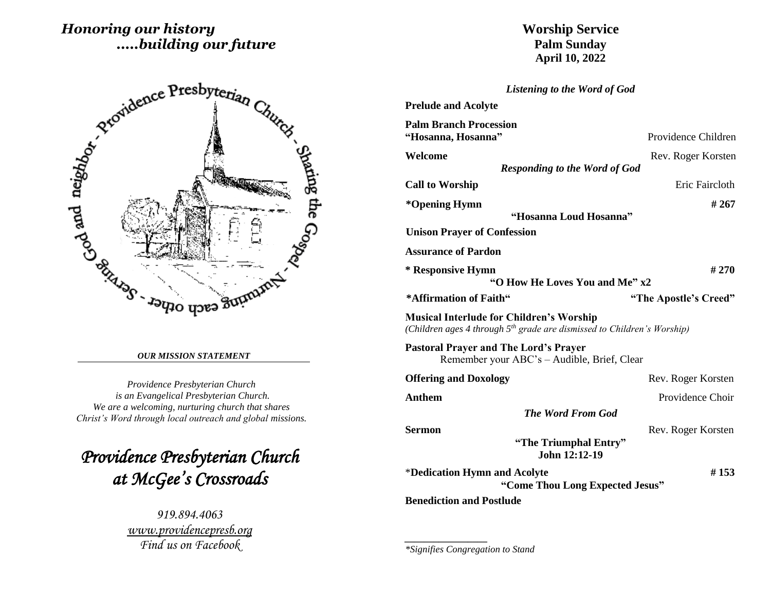*Honoring our history*
*.....building our future*

Providence Presbyterian Church - Sharing the Gospel - Nurturing each other - Serving God and neighbor

***OUR MISSION STATEMENT***

*Providence Presbyterian Church*
*is an Evangelical Presbyterian Church.*
*We are a welcoming, nurturing church that shares*
*Christ's Word through local outreach and global missions.*

# *Providence Presbyterian Church at McGee's Crossroads*

*919.894.4063*
*www.providencepresb.org*
*Find us on Facebook*

# Worship Service
## Palm Sunday
## April 10, 2022

*Listening to the Word of God*

**Prelude and Acolyte**

**Palm Branch Procession**
**"Hosanna, Hosanna"** — Providence Children

**Welcome** — Rev. Roger Korsten

*Responding to the Word of God*

**Call to Worship** — Eric Faircloth

***Opening Hymn** — **# 267**
**"Hosanna Loud Hosanna"**

**Unison Prayer of Confession**

**Assurance of Pardon**

*** Responsive Hymn** — **# 270**
**"O How He Loves You and Me" x2**

***Affirmation of Faith"** — **"The Apostle's Creed"**

**Musical Interlude for Children's Worship**
*(Children ages 4 through 5th grade are dismissed to Children's Worship)*

**Pastoral Prayer and The Lord's Prayer**
Remember your ABC's – Audible, Brief, Clear

**Offering and Doxology** — Rev. Roger Korsten

**Anthem** — Providence Choir

*The Word From God*

**Sermon** — Rev. Roger Korsten
**"The Triumphal Entry"**
**John 12:12-19**

***Dedication Hymn and Acolyte** — **# 153**
**"Come Thou Long Expected Jesus"**

**Benediction and Postlude**

---

**Signifies Congregation to Stand*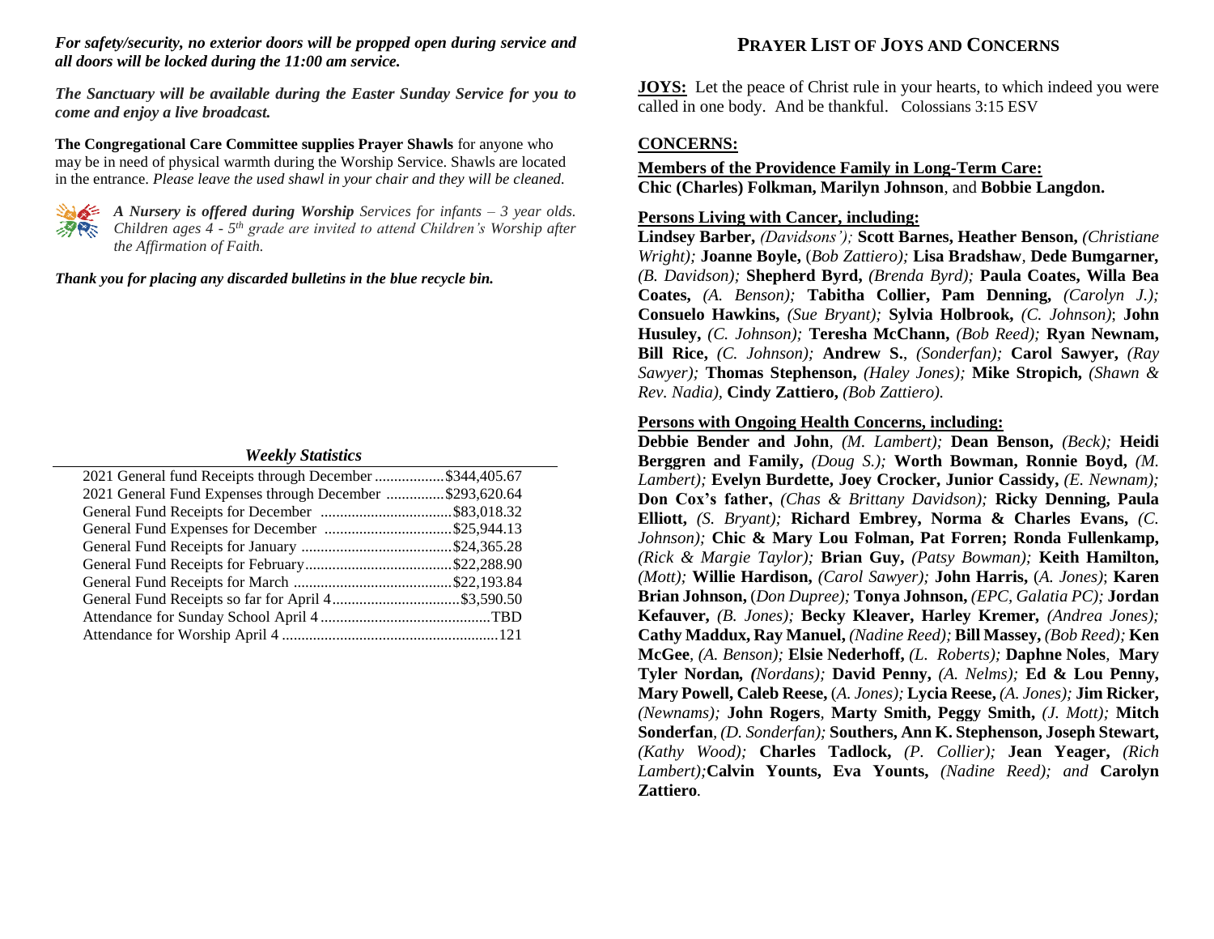***For safety/security, no exterior doors will be propped open during service and all doors will be locked during the 11:00 am service.***

***The Sanctuary will be available during the Easter Sunday Service for you to come and enjoy a live broadcast.***

**The Congregational Care Committee supplies Prayer Shawls** for anyone who may be in need of physical warmth during the Worship Service. Shawls are located in the entrance. *Please leave the used shawl in your chair and they will be cleaned.*

***A Nursery is offered during Worship*** *Services for infants – 3 year olds. Children ages 4 - 5th grade are invited to attend Children's Worship after the Affirmation of Faith.*

***Thank you for placing any discarded bulletins in the blue recycle bin.***

### *Weekly Statistics*

| | |
|---|---|
| 2021 General fund Receipts through December | $344,405.67 |
| 2021 General Fund Expenses through December | $293,620.64 |
| General Fund Receipts for December | $83,018.32 |
| General Fund Expenses for December | $25,944.13 |
| General Fund Receipts for January | $24,365.28 |
| General Fund Receipts for February | $22,288.90 |
| General Fund Receipts for March | $22,193.84 |
| General Fund Receipts so far for April 4 | $3,590.50 |
| Attendance for Sunday School April 4 | TBD |
| Attendance for Worship April 4 | 121 |

## PRAYER LIST OF JOYS AND CONCERNS

**JOYS:** Let the peace of Christ rule in your hearts, to which indeed you were called in one body. And be thankful. Colossians 3:15 ESV

**CONCERNS:**

**Members of the Providence Family in Long-Term Care:**
**Chic (Charles) Folkman, Marilyn Johnson**, and **Bobbie Langdon.**

**Persons Living with Cancer, including:**

**Lindsey Barber,** *(Davidsons');* **Scott Barnes, Heather Benson,** *(Christiane Wright);* **Joanne Boyle,** (*Bob Zattiero);* **Lisa Bradshaw**, **Dede Bumgarner,** *(B. Davidson);* **Shepherd Byrd,** *(Brenda Byrd);* **Paula Coates, Willa Bea Coates,** *(A. Benson);* **Tabitha Collier, Pam Denning,** *(Carolyn J.);* **Consuelo Hawkins,** *(Sue Bryant);* **Sylvia Holbrook,** *(C. Johnson)*; **John Husuley,** *(C. Johnson);* **Teresha McChann,** *(Bob Reed);* **Ryan Newnam, Bill Rice,** *(C. Johnson);* **Andrew S.**, *(Sonderfan);* **Carol Sawyer,** *(Ray Sawyer);* **Thomas Stephenson,** *(Haley Jones);* **Mike Stropich,** *(Shawn & Rev. Nadia),* **Cindy Zattiero,** *(Bob Zattiero).*

**Persons with Ongoing Health Concerns, including:**

**Debbie Bender and John**, *(M. Lambert);* **Dean Benson,** *(Beck);* **Heidi Berggren and Family,** *(Doug S.);* **Worth Bowman, Ronnie Boyd,** *(M. Lambert);* **Evelyn Burdette, Joey Crocker, Junior Cassidy,** *(E. Newnam);* **Don Cox's father,** *(Chas & Brittany Davidson);* **Ricky Denning, Paula Elliott,** *(S. Bryant);* **Richard Embrey, Norma & Charles Evans,** *(C. Johnson);* **Chic & Mary Lou Folman, Pat Forren; Ronda Fullenkamp,** *(Rick & Margie Taylor);* **Brian Guy,** *(Patsy Bowman);* **Keith Hamilton,** *(Mott);* **Willie Hardison,** *(Carol Sawyer);* **John Harris,** (*A. Jones)*; **Karen Brian Johnson,** (*Don Dupree);* **Tonya Johnson,** *(EPC, Galatia PC);* **Jordan Kefauver,** *(B. Jones);* **Becky Kleaver, Harley Kremer,** *(Andrea Jones);* **Cathy Maddux, Ray Manuel,** *(Nadine Reed);* **Bill Massey,** *(Bob Reed);* **Ken McGee**, *(A. Benson);* **Elsie Nederhoff,** *(L. Roberts);* **Daphne Noles**, **Mary Tyler Nordan,** *(Nordans);* **David Penny,** *(A. Nelms);* **Ed & Lou Penny, Mary Powell, Caleb Reese,** (*A. Jones);* **Lycia Reese,** *(A. Jones);* **Jim Ricker,** *(Newnams);* **John Rogers**, **Marty Smith, Peggy Smith,** *(J. Mott);* **Mitch Sonderfan**, *(D. Sonderfan);* **Southers, Ann K. Stephenson, Joseph Stewart,** *(Kathy Wood);* **Charles Tadlock,** *(P. Collier);* **Jean Yeager,** *(Rich Lambert);***Calvin Younts, Eva Younts,** *(Nadine Reed); and* **Carolyn Zattiero**.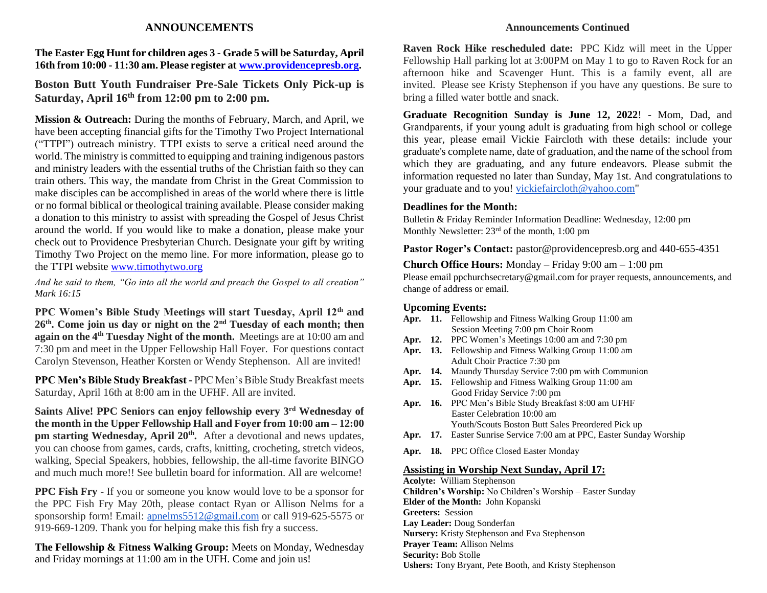## ANNOUNCEMENTS

**The Easter Egg Hunt for children ages 3 - Grade 5 will be Saturday, April 16th from 10:00 - 11:30 am. Please register at www.providencepresb.org.**

**Boston Butt Youth Fundraiser Pre-Sale Tickets Only Pick-up is Saturday, April 16th from 12:00 pm to 2:00 pm.**

**Mission & Outreach:** During the months of February, March, and April, we have been accepting financial gifts for the Timothy Two Project International ("TTPI") outreach ministry. TTPI exists to serve a critical need around the world. The ministry is committed to equipping and training indigenous pastors and ministry leaders with the essential truths of the Christian faith so they can train others. This way, the mandate from Christ in the Great Commission to make disciples can be accomplished in areas of the world where there is little or no formal biblical or theological training available. Please consider making a donation to this ministry to assist with spreading the Gospel of Jesus Christ around the world. If you would like to make a donation, please make your check out to Providence Presbyterian Church. Designate your gift by writing Timothy Two Project on the memo line. For more information, please go to the TTPI website www.timothytwo.org

*And he said to them, "Go into all the world and preach the Gospel to all creation" Mark 16:15*

**PPC Women's Bible Study Meetings will start Tuesday, April 12th and 26th. Come join us day or night on the 2nd Tuesday of each month; then again on the 4th Tuesday Night of the month.** Meetings are at 10:00 am and 7:30 pm and meet in the Upper Fellowship Hall Foyer. For questions contact Carolyn Stevenson, Heather Korsten or Wendy Stephenson. All are invited!

**PPC Men's Bible Study Breakfast -** PPC Men's Bible Study Breakfast meets Saturday, April 16th at 8:00 am in the UFHF. All are invited.

**Saints Alive! PPC Seniors can enjoy fellowship every 3rd Wednesday of the month in the Upper Fellowship Hall and Foyer from 10:00 am – 12:00 pm starting Wednesday, April 20th.** After a devotional and news updates, you can choose from games, cards, crafts, knitting, crocheting, stretch videos, walking, Special Speakers, hobbies, fellowship, the all-time favorite BINGO and much much more!! See bulletin board for information. All are welcome!

**PPC Fish Fry** - If you or someone you know would love to be a sponsor for the PPC Fish Fry May 20th, please contact Ryan or Allison Nelms for a sponsorship form! Email: apnelms5512@gmail.com or call 919-625-5575 or 919-669-1209. Thank you for helping make this fish fry a success.

**The Fellowship & Fitness Walking Group:** Meets on Monday, Wednesday and Friday mornings at 11:00 am in the UFH. Come and join us!

## Announcements Continued

**Raven Rock Hike rescheduled date:** PPC Kidz will meet in the Upper Fellowship Hall parking lot at 3:00PM on May 1 to go to Raven Rock for an afternoon hike and Scavenger Hunt. This is a family event, all are invited. Please see Kristy Stephenson if you have any questions. Be sure to bring a filled water bottle and snack.

**Graduate Recognition Sunday is June 12, 2022**! - Mom, Dad, and Grandparents, if your young adult is graduating from high school or college this year, please email Vickie Faircloth with these details: include your graduate's complete name, date of graduation, and the name of the school from which they are graduating, and any future endeavors. Please submit the information requested no later than Sunday, May 1st. And congratulations to your graduate and to you! vickiefaircloth@yahoo.com"

**Deadlines for the Month:**

Bulletin & Friday Reminder Information Deadline: Wednesday, 12:00 pm
Monthly Newsletter: 23rd of the month, 1:00 pm

**Pastor Roger's Contact:** pastor@providencepresb.org and 440-655-4351

**Church Office Hours:** Monday – Friday 9:00 am – 1:00 pm
Please email ppchurchsecretary@gmail.com for prayer requests, announcements, and change of address or email.

**Upcoming Events:**

**Apr. 11.** Fellowship and Fitness Walking Group 11:00 am
Session Meeting 7:00 pm Choir Room
**Apr. 12.** PPC Women's Meetings 10:00 am and 7:30 pm
**Apr. 13.** Fellowship and Fitness Walking Group 11:00 am
Adult Choir Practice 7:30 pm
**Apr. 14.** Maundy Thursday Service 7:00 pm with Communion
**Apr. 15.** Fellowship and Fitness Walking Group 11:00 am
Good Friday Service 7:00 pm
**Apr. 16.** PPC Men's Bible Study Breakfast 8:00 am UFHF
Easter Celebration 10:00 am
Youth/Scouts Boston Butt Sales Preordered Pick up
**Apr. 17.** Easter Sunrise Service 7:00 am at PPC, Easter Sunday Worship
**Apr. 18.** PPC Office Closed Easter Monday

**Assisting in Worship Next Sunday, April 17:**

**Acolyte:** William Stephenson
**Children's Worship:** No Children's Worship – Easter Sunday
**Elder of the Month:** John Kopanski
**Greeters:** Session
**Lay Leader:** Doug Sonderfan
**Nursery:** Kristy Stephenson and Eva Stephenson
**Prayer Team:** Allison Nelms
**Security:** Bob Stolle
**Ushers:** Tony Bryant, Pete Booth, and Kristy Stephenson